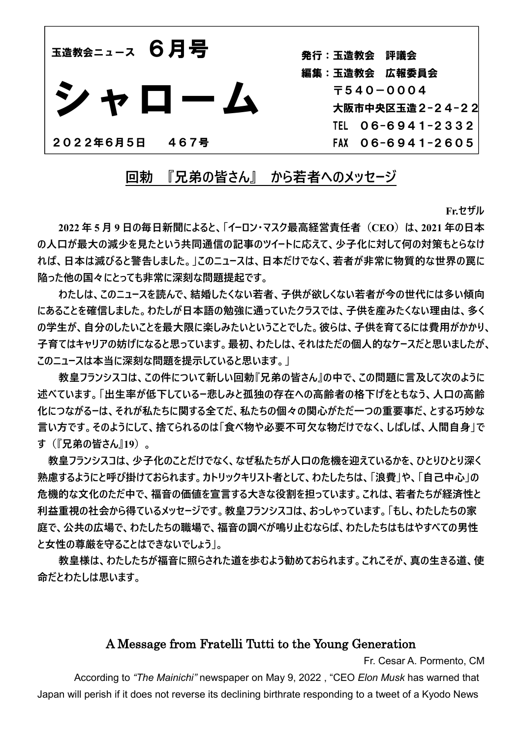玉造教会ニュース　**６月号**

# シャローム

２０２２年６月５日　　４６７号

発行：玉造教会　評議会
編集：玉造教会　広報委員会
〒５４０－０００４
大阪市中央区玉造２-２４-２２
TEL　０６-６９４１-２３３２
FAX　０６-６９４１-２６０５

## 回勅　『兄弟の皆さん』　から若者へのメッセージ

Fr.セザル

2022 年 5 月 9 日の毎日新聞によると、「イーロン・マスク最高経営責任者（CEO）は、2021 年の日本の人口が最大の減少を見たという共同通信の記事のツイートに応えて、少子化に対して何の対策もとらなければ、日本は滅びると警告しました。」このニュースは、日本だけでなく、若者が非常に物質的な世界の罠に陥った他の国々にとっても非常に深刻な問題提起です。

わたしは、このニュースを読んで、結婚したくない若者、子供が欲しくない若者が今の世代には多い傾向にあることを確信しました。わたしが日本語の勉強に通っていたクラスでは、子供を産みたくない理由は、多くの学生が、自分のしたいことを最大限に楽しみたいということでした。彼らは、子供を育てるには費用がかかり、子育てはキャリアの妨げになると思っています。最初、わたしは、それはただの個人的なケースだと思いましたが、このニュースは本当に深刻な問題を提示していると思います。」

教皇フランシスコは、この件について新しい回勅『兄弟の皆さん』の中で、この問題に言及して次のように述べています。「出生率が低下しているー悲しみと孤独の存在への高齢者の格下げをともなう、人口の高齢化につながるーは、それが私たちに関する全てだ、私たちの個々の関心がただ一つの重要事だ、とする巧妙な言い方です。そのようにして、捨てられるのは「食べ物や必要不可欠な物だけでなく、しばしば、人間自身」です（『兄弟の皆さん』19）。

教皇フランシスコは、少子化のことだけでなく、なぜ私たちが人口の危機を迎えているかを、ひとりひとり深く熟慮するようにと呼び掛けておられます。カトリックキリスト者として、わたしたちは、「浪費」や、「自己中心」の危機的な文化のただ中で、福音の価値を宣言する大きな役割を担っています。これは、若者たちが経済性と利益重視の社会から得ているメッセージです。教皇フランシスコは、おっしゃっています。「もし、わたしたちの家庭で、公共の広場で、わたしたちの職場で、福音の調べが鳴り止むならば、わたしたちはもはやすべての男性と女性の尊厳を守ることはできないでしょう」。

教皇様は、わたしたちが福音に照らされた道を歩むよう勧めておられます。これこそが、真の生きる道、使命だとわたしは思います。

## A Message from Fratelli Tutti to the Young Generation

Fr. Cesar A. Pormento, CM

According to *"The Mainichi"* newspaper on May 9, 2022 , "CEO *Elon Musk* has warned that Japan will perish if it does not reverse its declining birthrate responding to a tweet of a Kyodo News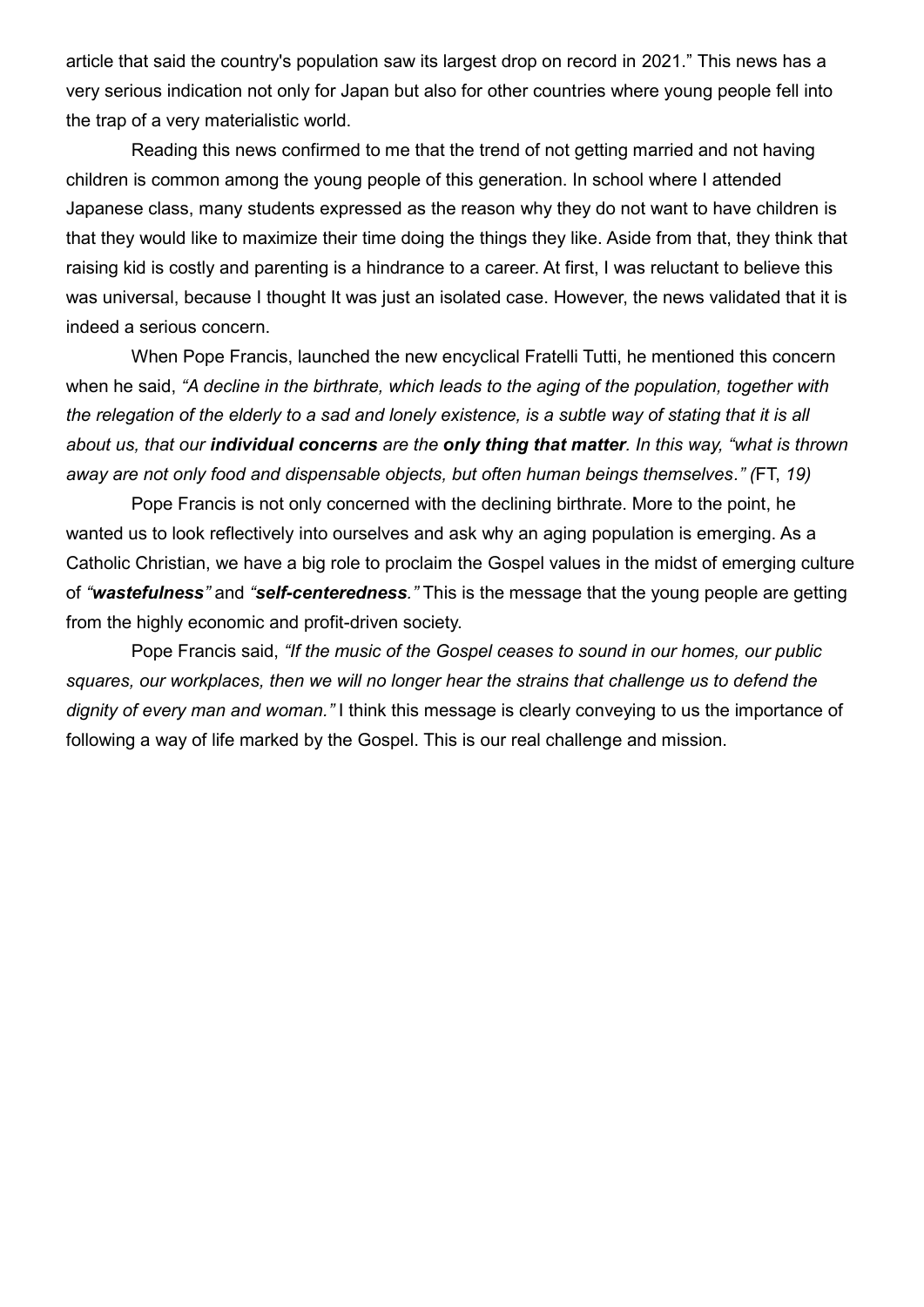article that said the country's population saw its largest drop on record in 2021." This news has a very serious indication not only for Japan but also for other countries where young people fell into the trap of a very materialistic world.

Reading this news confirmed to me that the trend of not getting married and not having children is common among the young people of this generation. In school where I attended Japanese class, many students expressed as the reason why they do not want to have children is that they would like to maximize their time doing the things they like. Aside from that, they think that raising kid is costly and parenting is a hindrance to a career. At first, I was reluctant to believe this was universal, because I thought It was just an isolated case. However, the news validated that it is indeed a serious concern.

When Pope Francis, launched the new encyclical Fratelli Tutti, he mentioned this concern when he said, *"A decline in the birthrate, which leads to the aging of the population, together with the relegation of the elderly to a sad and lonely existence, is a subtle way of stating that it is all about us, that our **individual concerns** are the **only thing that matter**. In this way, "what is thrown away are not only food and dispensable objects, but often human beings themselves." (*FT, *19)*

Pope Francis is not only concerned with the declining birthrate. More to the point, he wanted us to look reflectively into ourselves and ask why an aging population is emerging. As a Catholic Christian, we have a big role to proclaim the Gospel values in the midst of emerging culture of *"**wastefulness**"* and *"**self-centeredness**."* This is the message that the young people are getting from the highly economic and profit-driven society.

Pope Francis said, *"If the music of the Gospel ceases to sound in our homes, our public squares, our workplaces, then we will no longer hear the strains that challenge us to defend the dignity of every man and woman."* I think this message is clearly conveying to us the importance of following a way of life marked by the Gospel. This is our real challenge and mission.